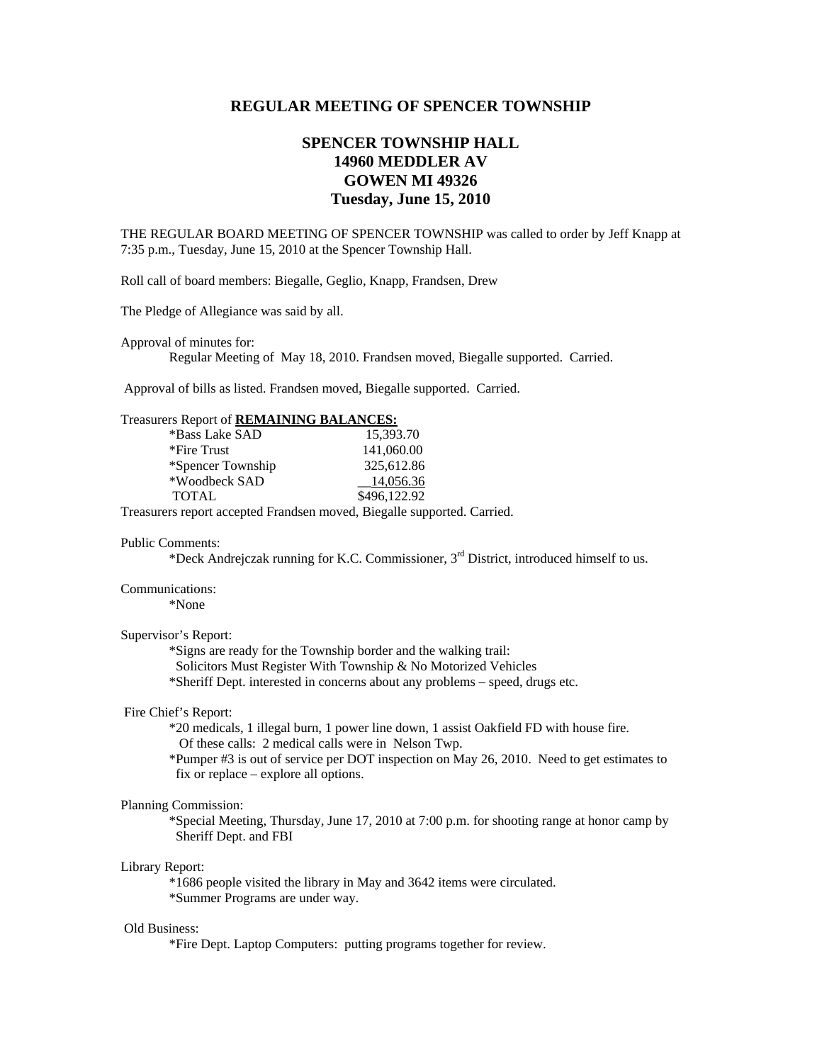# REGULAR MEETING OF SPENCER TOWNSHIP

## SPENCER TOWNSHIP HALL
## 14960 MEDDLER AV
## GOWEN MI 49326
## Tuesday, June 15, 2010

THE REGULAR BOARD MEETING OF SPENCER TOWNSHIP was called to order by Jeff Knapp at 7:35 p.m., Tuesday, June 15, 2010 at the Spencer Township Hall.

Roll call of board members: Biegalle, Geglio, Knapp, Frandsen, Drew

The Pledge of Allegiance was said by all.

Approval of minutes for:

Regular Meeting of May 18, 2010. Frandsen moved, Biegalle supported. Carried.

Approval of bills as listed. Frandsen moved, Biegalle supported. Carried.

Treasurers Report of **REMAINING BALANCES:**

| | |
|---|---|
| *Bass Lake SAD | 15,393.70 |
| *Fire Trust | 141,060.00 |
| *Spencer Township | 325,612.86 |
| *Woodbeck SAD | 14,056.36 |
| TOTAL | $496,122.92 |

Treasurers report accepted Frandsen moved, Biegalle supported. Carried.

Public Comments:

*Deck Andrejczak running for K.C. Commissioner, 3rd District, introduced himself to us.

Communications:

*None

Supervisor's Report:

*Signs are ready for the Township border and the walking trail:
Solicitors Must Register With Township & No Motorized Vehicles
*Sheriff Dept. interested in concerns about any problems – speed, drugs etc.

Fire Chief's Report:

*20 medicals, 1 illegal burn, 1 power line down, 1 assist Oakfield FD with house fire.
Of these calls: 2 medical calls were in Nelson Twp.
*Pumper #3 is out of service per DOT inspection on May 26, 2010. Need to get estimates to fix or replace – explore all options.

Planning Commission:

*Special Meeting, Thursday, June 17, 2010 at 7:00 p.m. for shooting range at honor camp by Sheriff Dept. and FBI

Library Report:

*1686 people visited the library in May and 3642 items were circulated.
*Summer Programs are under way.

Old Business:

*Fire Dept. Laptop Computers: putting programs together for review.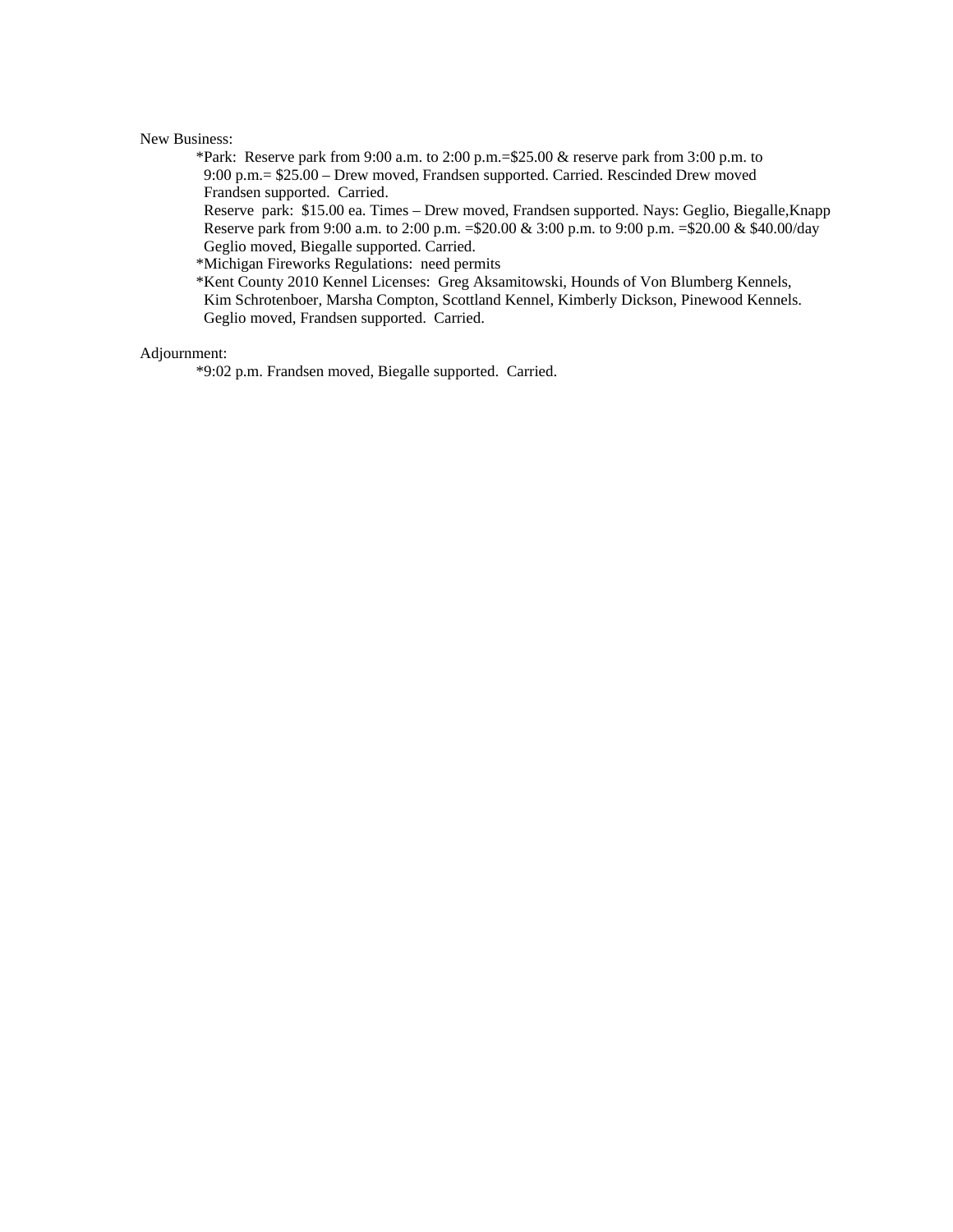New Business:

*Park:  Reserve park from 9:00 a.m. to 2:00 p.m.=$25.00 & reserve park from 3:00 p.m. to 9:00 p.m.= $25.00 – Drew moved, Frandsen supported. Carried. Rescinded Drew moved Frandsen supported.  Carried.
Reserve  park:  $15.00 ea. Times – Drew moved, Frandsen supported. Nays: Geglio, Biegalle,Knapp
Reserve park from 9:00 a.m. to 2:00 p.m. =$20.00 & 3:00 p.m. to 9:00 p.m. =$20.00 & $40.00/day
Geglio moved, Biegalle supported. Carried.

*Michigan Fireworks Regulations:  need permits

*Kent County 2010 Kennel Licenses:  Greg Aksamitowski, Hounds of Von Blumberg Kennels, Kim Schrotenboer, Marsha Compton, Scottland Kennel, Kimberly Dickson, Pinewood Kennels. Geglio moved, Frandsen supported.  Carried.

Adjournment:

*9:02 p.m. Frandsen moved, Biegalle supported.  Carried.